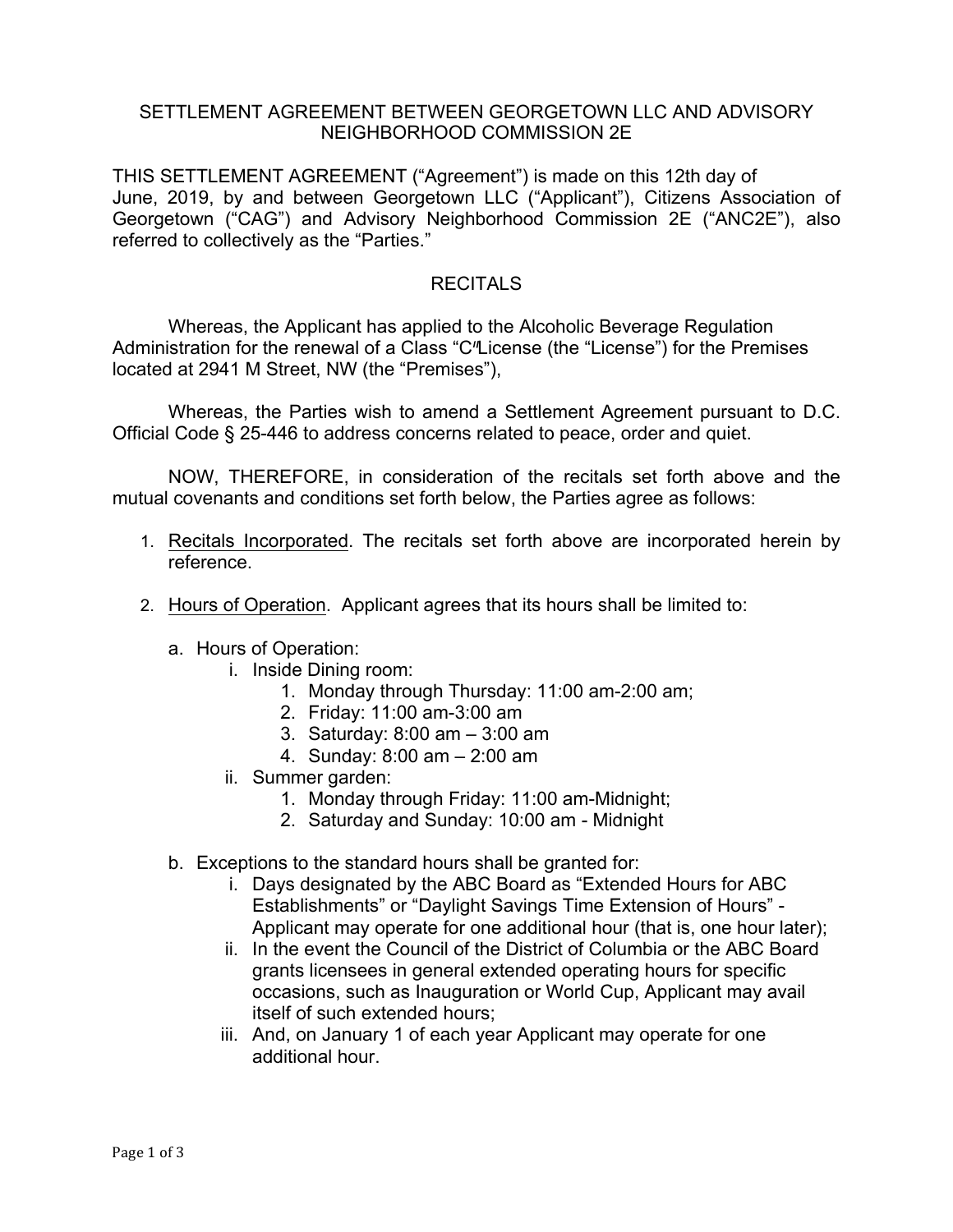# SETTLEMENT AGREEMENT BETWEEN GEORGETOWN LLC AND ADVISORY NEIGHBORHOOD COMMISSION 2E

THIS SETTLEMENT AGREEMENT ("Agreement") is made on this 12th day of June, 2019, by and between Georgetown LLC ("Applicant"), Citizens Association of Georgetown ("CAG") and Advisory Neighborhood Commission 2E ("ANC2E"), also referred to collectively as the "Parties."

## RECITALS

Whereas, the Applicant has applied to the Alcoholic Beverage Regulation Administration for the renewal of a Class "C" License (the "License") for the Premises located at 2941 M Street, NW (the "Premises"),

Whereas, the Parties wish to amend a Settlement Agreement pursuant to D.C. Official Code § 25-446 to address concerns related to peace, order and quiet.

NOW, THEREFORE, in consideration of the recitals set forth above and the mutual covenants and conditions set forth below, the Parties agree as follows:

1. Recitals Incorporated. The recitals set forth above are incorporated herein by reference.
2. Hours of Operation. Applicant agrees that its hours shall be limited to:
   a. Hours of Operation:
      i. Inside Dining room:
         1. Monday through Thursday: 11:00 am-2:00 am;
         2. Friday: 11:00 am-3:00 am
         3. Saturday: 8:00 am – 3:00 am
         4. Sunday: 8:00 am – 2:00 am
      ii. Summer garden:
         1. Monday through Friday: 11:00 am-Midnight;
         2. Saturday and Sunday: 10:00 am - Midnight
   b. Exceptions to the standard hours shall be granted for:
      i. Days designated by the ABC Board as "Extended Hours for ABC Establishments" or "Daylight Savings Time Extension of Hours" - Applicant may operate for one additional hour (that is, one hour later);
      ii. In the event the Council of the District of Columbia or the ABC Board grants licensees in general extended operating hours for specific occasions, such as Inauguration or World Cup, Applicant may avail itself of such extended hours;
      iii. And, on January 1 of each year Applicant may operate for one additional hour.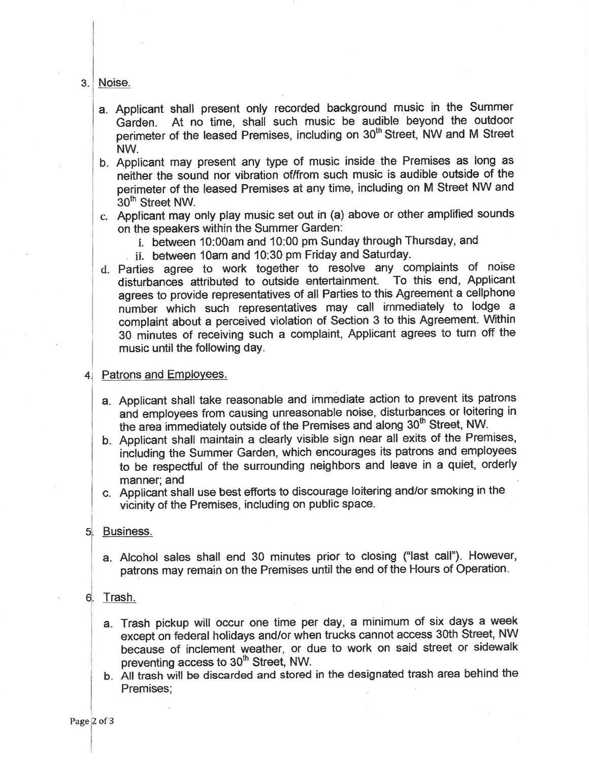3. Noise.

   a. Applicant shall present only recorded background music in the Summer Garden. At no time, shall such music be audible beyond the outdoor perimeter of the leased Premises, including on 30th Street, NW and M Street NW.
   b. Applicant may present any type of music inside the Premises as long as neither the sound nor vibration of/from such music is audible outside of the perimeter of the leased Premises at any time, including on M Street NW and 30th Street NW.
   c. Applicant may only play music set out in (a) above or other amplified sounds on the speakers within the Summer Garden:
      i. between 10:00am and 10:00 pm Sunday through Thursday, and
      ii. between 10am and 10:30 pm Friday and Saturday.
   d. Parties agree to work together to resolve any complaints of noise disturbances attributed to outside entertainment. To this end, Applicant agrees to provide representatives of all Parties to this Agreement a cellphone number which such representatives may call immediately to lodge a complaint about a perceived violation of Section 3 to this Agreement. Within 30 minutes of receiving such a complaint, Applicant agrees to turn off the music until the following day.

4. Patrons and Employees.

   a. Applicant shall take reasonable and immediate action to prevent its patrons and employees from causing unreasonable noise, disturbances or loitering in the area immediately outside of the Premises and along 30th Street, NW.
   b. Applicant shall maintain a clearly visible sign near all exits of the Premises, including the Summer Garden, which encourages its patrons and employees to be respectful of the surrounding neighbors and leave in a quiet, orderly manner; and
   c. Applicant shall use best efforts to discourage loitering and/or smoking in the vicinity of the Premises, including on public space.

5. Business.

   a. Alcohol sales shall end 30 minutes prior to closing ("last call"). However, patrons may remain on the Premises until the end of the Hours of Operation.

6. Trash.

   a. Trash pickup will occur one time per day, a minimum of six days a week except on federal holidays and/or when trucks cannot access 30th Street, NW because of inclement weather, or due to work on said street or sidewalk preventing access to 30th Street, NW.
   b. All trash will be discarded and stored in the designated trash area behind the Premises;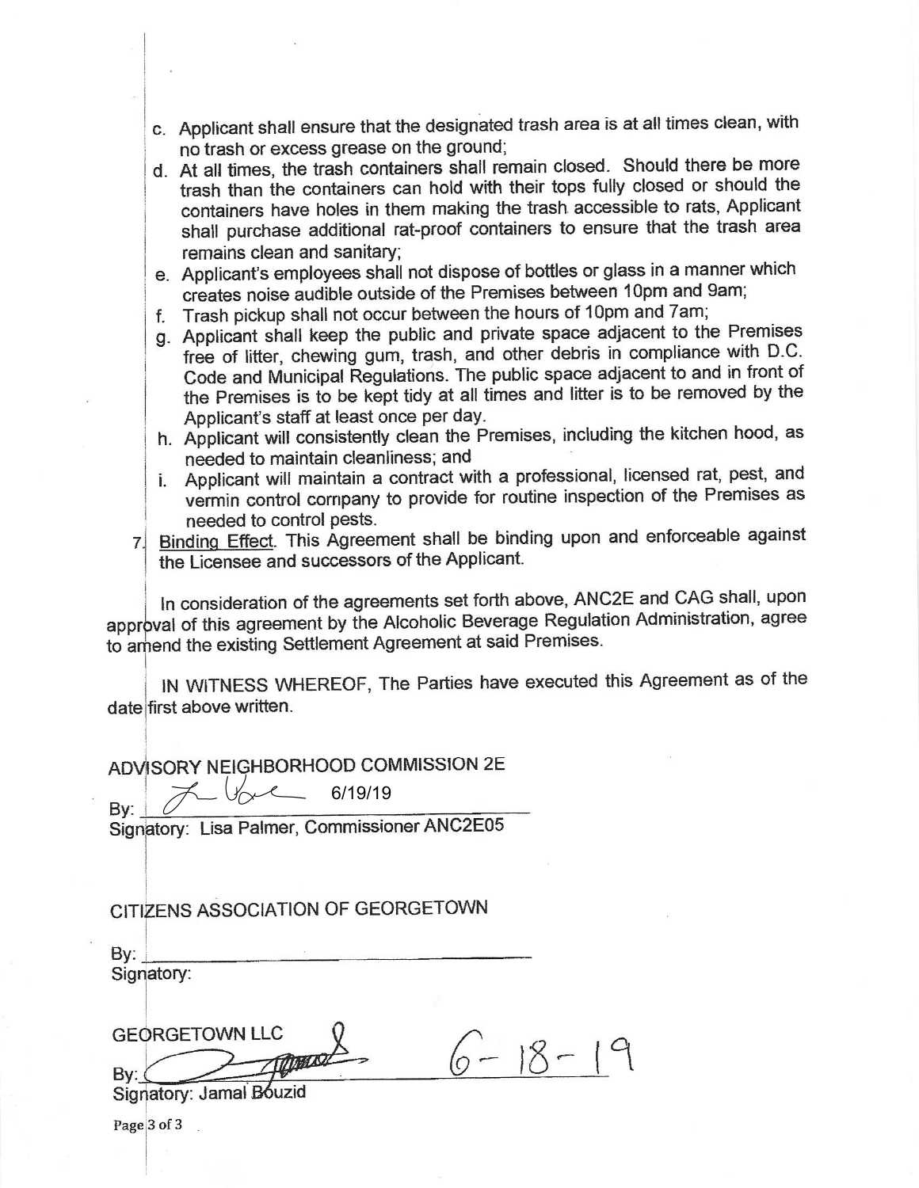c. Applicant shall ensure that the designated trash area is at all times clean, with no trash or excess grease on the ground;

d. At all times, the trash containers shall remain closed. Should there be more trash than the containers can hold with their tops fully closed or should the containers have holes in them making the trash accessible to rats, Applicant shall purchase additional rat-proof containers to ensure that the trash area remains clean and sanitary;

e. Applicant's employees shall not dispose of bottles or glass in a manner which creates noise audible outside of the Premises between 10pm and 9am;

f. Trash pickup shall not occur between the hours of 10pm and 7am;

g. Applicant shall keep the public and private space adjacent to the Premises free of litter, chewing gum, trash, and other debris in compliance with D.C. Code and Municipal Regulations. The public space adjacent to and in front of the Premises is to be kept tidy at all times and litter is to be removed by the Applicant's staff at least once per day.

h. Applicant will consistently clean the Premises, including the kitchen hood, as needed to maintain cleanliness; and

i. Applicant will maintain a contract with a professional, licensed rat, pest, and vermin control company to provide for routine inspection of the Premises as needed to control pests.

7. Binding Effect. This Agreement shall be binding upon and enforceable against the Licensee and successors of the Applicant.

In consideration of the agreements set forth above, ANC2E and CAG shall, upon approval of this agreement by the Alcoholic Beverage Regulation Administration, agree to amend the existing Settlement Agreement at said Premises.

IN WITNESS WHEREOF, The Parties have executed this Agreement as of the date first above written.

ADVISORY NEIGHBORHOOD COMMISSION 2E

By: [signature] 6/19/19

Signatory: Lisa Palmer, Commissioner ANC2E05

CITIZENS ASSOCIATION OF GEORGETOWN

By: ______________________

Signatory:

GEORGETOWN LLC

By: [signature] 6-18-19

Signatory: Jamal Bouzid